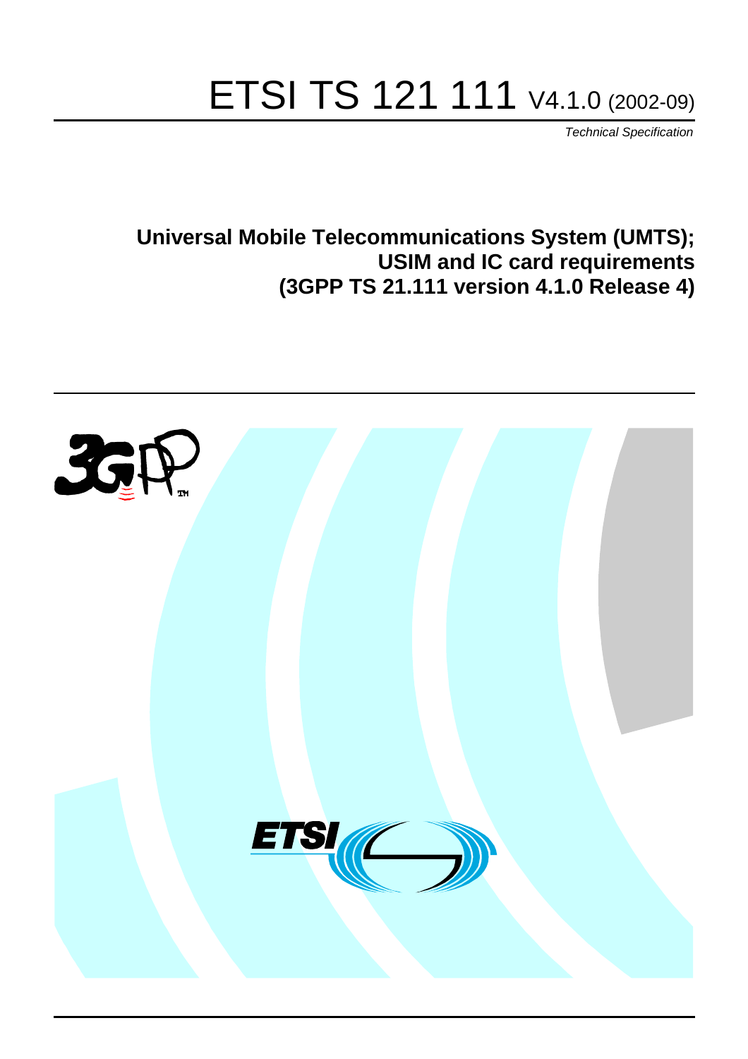# ETSI TS 121 111 V4.1.0 (2002-09)

*Technical Specification*

**Universal Mobile Telecommunications System (UMTS);**
**USIM and IC card requirements**
**(3GPP TS 21.111 version 4.1.0 Release 4)**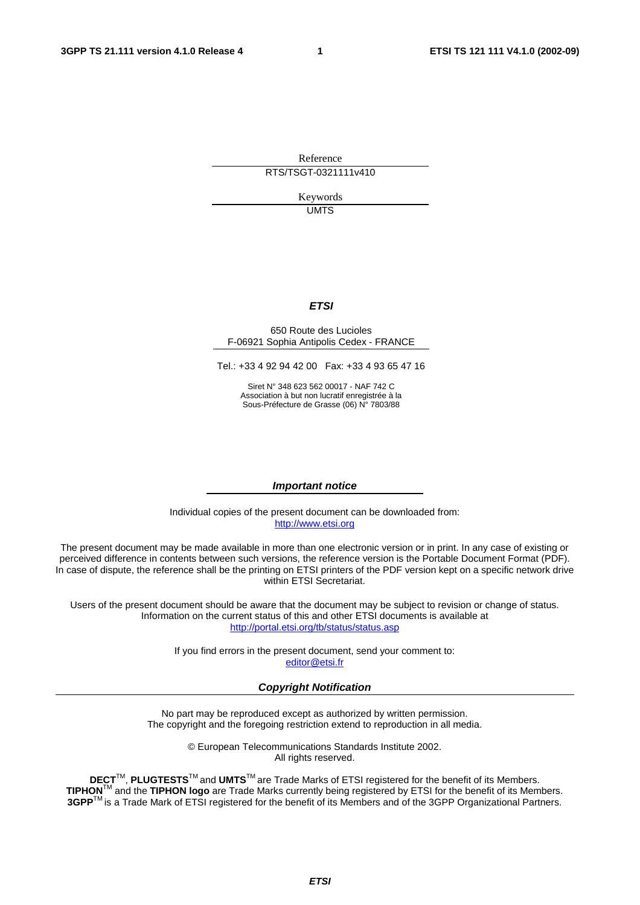Reference

RTS/TSGT-0321111v410

Keywords

UMTS

***ETSI***

650 Route des Lucioles
F-06921 Sophia Antipolis Cedex - FRANCE

Tel.: +33 4 92 94 42 00 Fax: +33 4 93 65 47 16

Siret N° 348 623 562 00017 - NAF 742 C
Association à but non lucratif enregistrée à la
Sous-Préfecture de Grasse (06) N° 7803/88

***Important notice***

Individual copies of the present document can be downloaded from:
http://www.etsi.org

The present document may be made available in more than one electronic version or in print. In any case of existing or perceived difference in contents between such versions, the reference version is the Portable Document Format (PDF). In case of dispute, the reference shall be the printing on ETSI printers of the PDF version kept on a specific network drive within ETSI Secretariat.

Users of the present document should be aware that the document may be subject to revision or change of status. Information on the current status of this and other ETSI documents is available at
http://portal.etsi.org/tb/status/status.asp

If you find errors in the present document, send your comment to:
editor@etsi.fr

***Copyright Notification***

No part may be reproduced except as authorized by written permission.
The copyright and the foregoing restriction extend to reproduction in all media.

© European Telecommunications Standards Institute 2002.
All rights reserved.

**DECT**TM, **PLUGTESTS**TM and **UMTS**TM are Trade Marks of ETSI registered for the benefit of its Members.
**TIPHON**TM and the **TIPHON logo** are Trade Marks currently being registered by ETSI for the benefit of its Members.
**3GPP**TM is a Trade Mark of ETSI registered for the benefit of its Members and of the 3GPP Organizational Partners.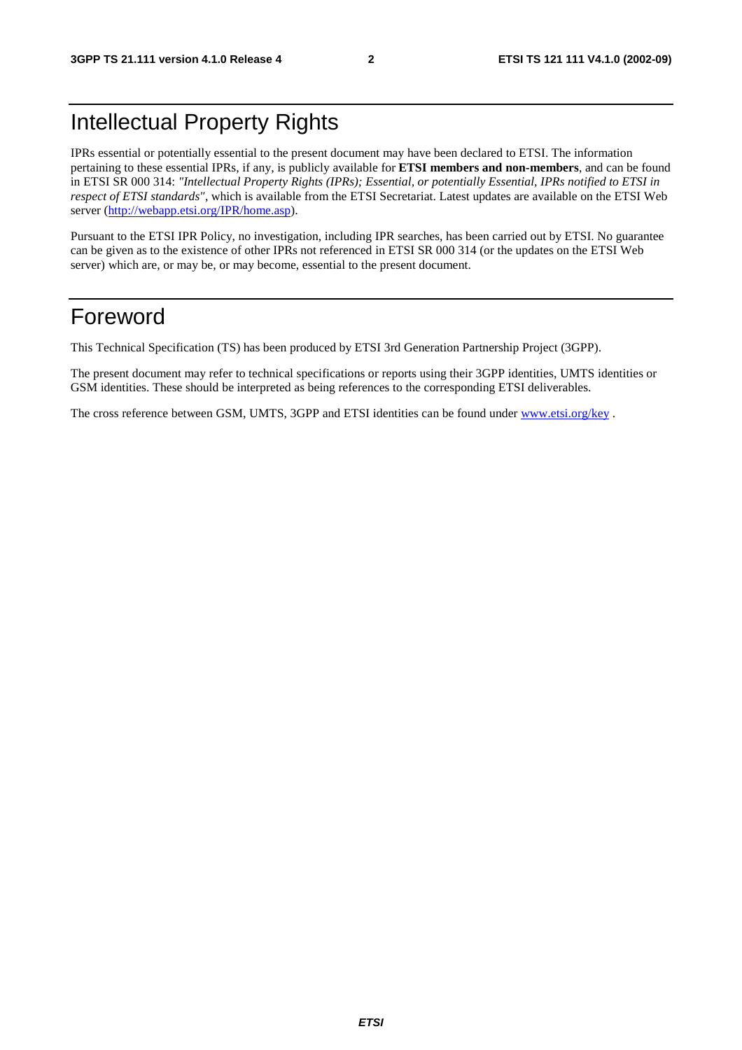# Intellectual Property Rights

IPRs essential or potentially essential to the present document may have been declared to ETSI. The information pertaining to these essential IPRs, if any, is publicly available for **ETSI members and non-members**, and can be found in ETSI SR 000 314: *"Intellectual Property Rights (IPRs); Essential, or potentially Essential, IPRs notified to ETSI in respect of ETSI standards"*, which is available from the ETSI Secretariat. Latest updates are available on the ETSI Web server (http://webapp.etsi.org/IPR/home.asp).

Pursuant to the ETSI IPR Policy, no investigation, including IPR searches, has been carried out by ETSI. No guarantee can be given as to the existence of other IPRs not referenced in ETSI SR 000 314 (or the updates on the ETSI Web server) which are, or may be, or may become, essential to the present document.

# Foreword

This Technical Specification (TS) has been produced by ETSI 3rd Generation Partnership Project (3GPP).

The present document may refer to technical specifications or reports using their 3GPP identities, UMTS identities or GSM identities. These should be interpreted as being references to the corresponding ETSI deliverables.

The cross reference between GSM, UMTS, 3GPP and ETSI identities can be found under www.etsi.org/key .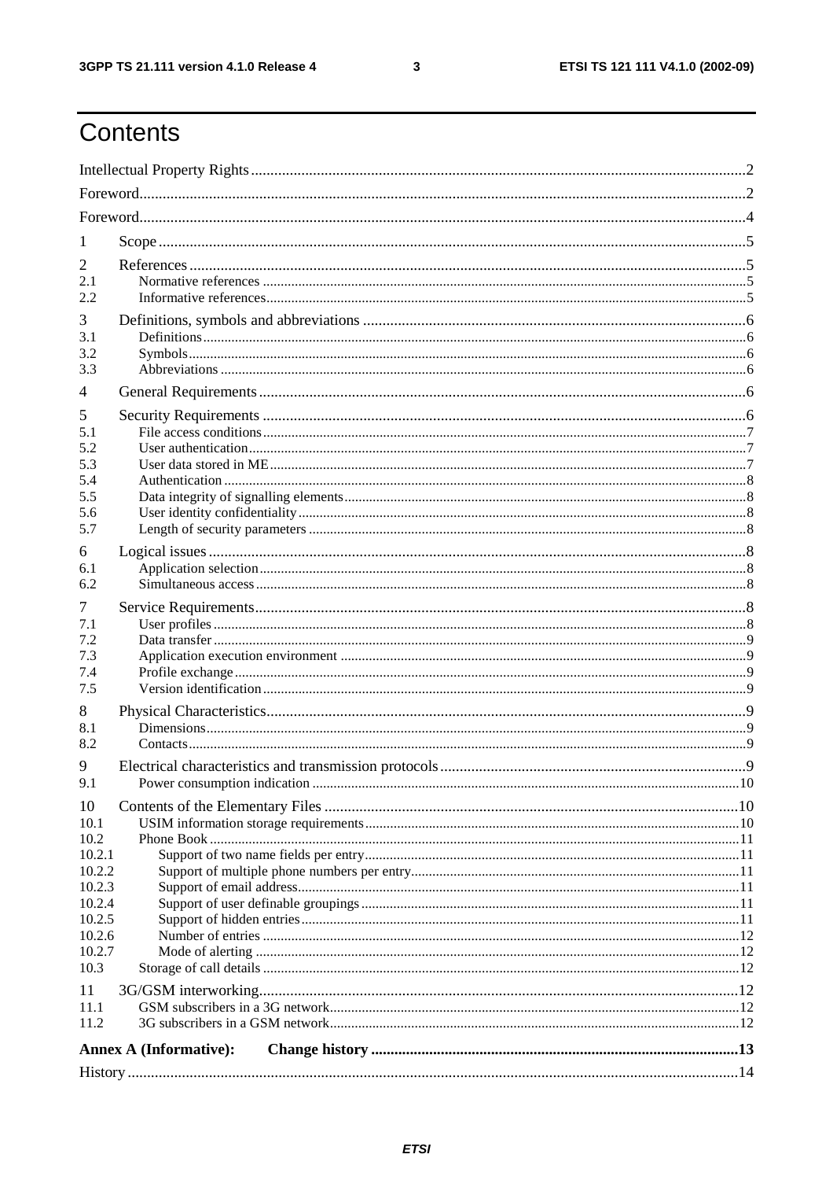# Contents

Intellectual Property Rights....2

Foreword....2

Foreword....4

1 Scope....5

2 References....5
- 2.1 Normative references....5
- 2.2 Informative references....5

3 Definitions, symbols and abbreviations....6
- 3.1 Definitions....6
- 3.2 Symbols....6
- 3.3 Abbreviations....6

4 General Requirements....6

5 Security Requirements....6
- 5.1 File access conditions....7
- 5.2 User authentication....7
- 5.3 User data stored in ME....7
- 5.4 Authentication....8
- 5.5 Data integrity of signalling elements....8
- 5.6 User identity confidentiality....8
- 5.7 Length of security parameters....8

6 Logical issues....8
- 6.1 Application selection....8
- 6.2 Simultaneous access....8

7 Service Requirements....8
- 7.1 User profiles....8
- 7.2 Data transfer....9
- 7.3 Application execution environment....9
- 7.4 Profile exchange....9
- 7.5 Version identification....9

8 Physical Characteristics....9
- 8.1 Dimensions....9
- 8.2 Contacts....9

9 Electrical characteristics and transmission protocols....9
- 9.1 Power consumption indication....10

10 Contents of the Elementary Files....10
- 10.1 USIM information storage requirements....10
- 10.2 Phone Book....11
  - 10.2.1 Support of two name fields per entry....11
  - 10.2.2 Support of multiple phone numbers per entry....11
  - 10.2.3 Support of email address....11
  - 10.2.4 Support of user definable groupings....11
  - 10.2.5 Support of hidden entries....11
  - 10.2.6 Number of entries....12
  - 10.2.7 Mode of alerting....12
- 10.3 Storage of call details....12

11 3G/GSM interworking....12
- 11.1 GSM subscribers in a 3G network....12
- 11.2 3G subscribers in a GSM network....12

**Annex A (Informative): Change history....13**

History....14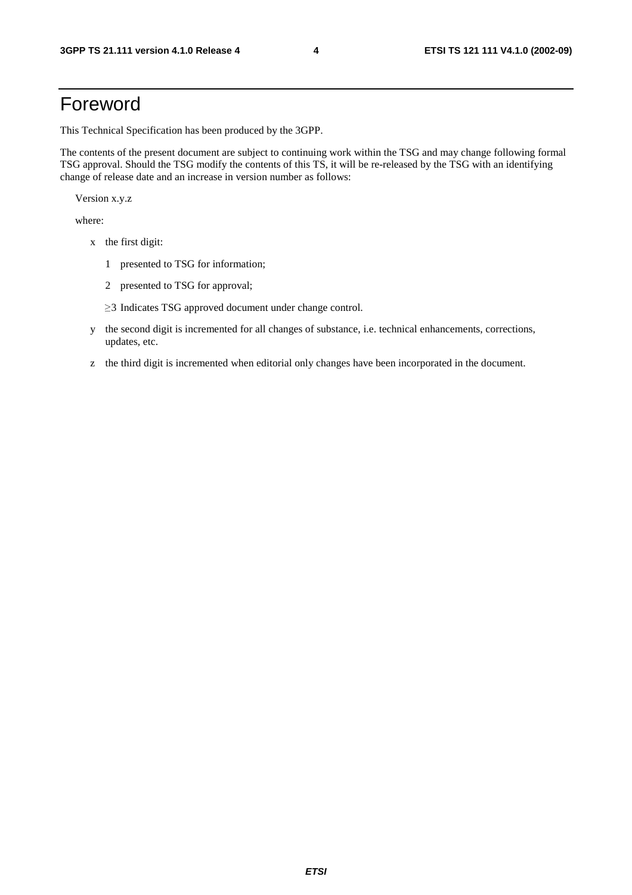# Foreword

This Technical Specification has been produced by the 3GPP.

The contents of the present document are subject to continuing work within the TSG and may change following formal TSG approval. Should the TSG modify the contents of this TS, it will be re-released by the TSG with an identifying change of release date and an increase in version number as follows:

Version x.y.z

where:

- x the first digit:
  - 1 presented to TSG for information;
  - 2 presented to TSG for approval;
  - ≥3 Indicates TSG approved document under change control.
- y the second digit is incremented for all changes of substance, i.e. technical enhancements, corrections, updates, etc.
- z the third digit is incremented when editorial only changes have been incorporated in the document.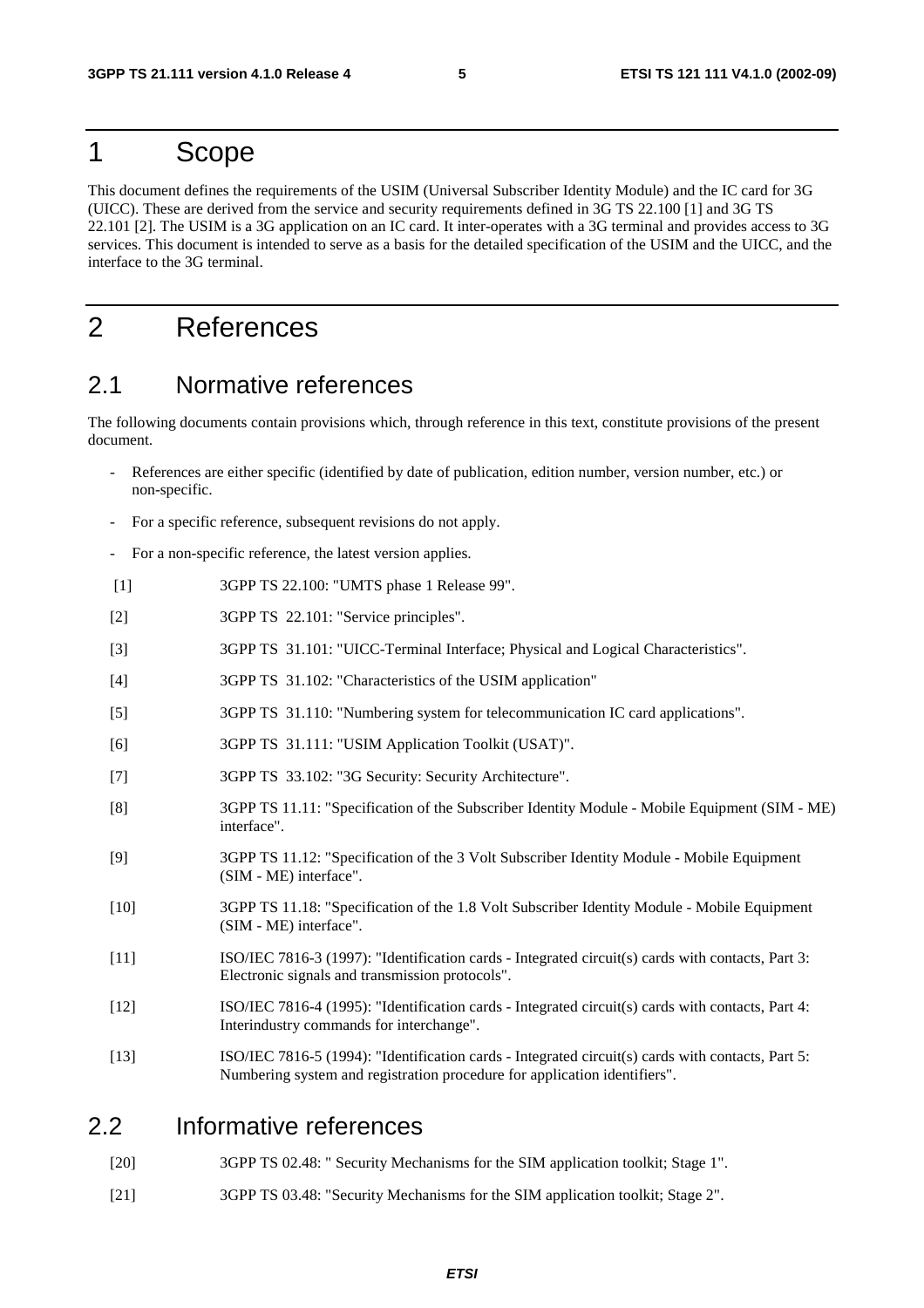# 1 Scope

This document defines the requirements of the USIM (Universal Subscriber Identity Module) and the IC card for 3G (UICC). These are derived from the service and security requirements defined in 3G TS 22.100 [1] and 3G TS 22.101 [2]. The USIM is a 3G application on an IC card. It inter-operates with a 3G terminal and provides access to 3G services. This document is intended to serve as a basis for the detailed specification of the USIM and the UICC, and the interface to the 3G terminal.

# 2 References

## 2.1 Normative references

The following documents contain provisions which, through reference in this text, constitute provisions of the present document.

- References are either specific (identified by date of publication, edition number, version number, etc.) or non-specific.
- For a specific reference, subsequent revisions do not apply.
- For a non-specific reference, the latest version applies.

[1] 3GPP TS 22.100: "UMTS phase 1 Release 99".

[2] 3GPP TS 22.101: "Service principles".

[3] 3GPP TS 31.101: "UICC-Terminal Interface; Physical and Logical Characteristics".

[4] 3GPP TS 31.102: "Characteristics of the USIM application"

[5] 3GPP TS 31.110: "Numbering system for telecommunication IC card applications".

[6] 3GPP TS 31.111: "USIM Application Toolkit (USAT)".

[7] 3GPP TS 33.102: "3G Security: Security Architecture".

[8] 3GPP TS 11.11: "Specification of the Subscriber Identity Module - Mobile Equipment (SIM - ME) interface".

[9] 3GPP TS 11.12: "Specification of the 3 Volt Subscriber Identity Module - Mobile Equipment (SIM - ME) interface".

[10] 3GPP TS 11.18: "Specification of the 1.8 Volt Subscriber Identity Module - Mobile Equipment (SIM - ME) interface".

[11] ISO/IEC 7816-3 (1997): "Identification cards - Integrated circuit(s) cards with contacts, Part 3: Electronic signals and transmission protocols".

[12] ISO/IEC 7816-4 (1995): "Identification cards - Integrated circuit(s) cards with contacts, Part 4: Interindustry commands for interchange".

[13] ISO/IEC 7816-5 (1994): "Identification cards - Integrated circuit(s) cards with contacts, Part 5: Numbering system and registration procedure for application identifiers".

## 2.2 Informative references

[20] 3GPP TS 02.48: " Security Mechanisms for the SIM application toolkit; Stage 1".

[21] 3GPP TS 03.48: "Security Mechanisms for the SIM application toolkit; Stage 2".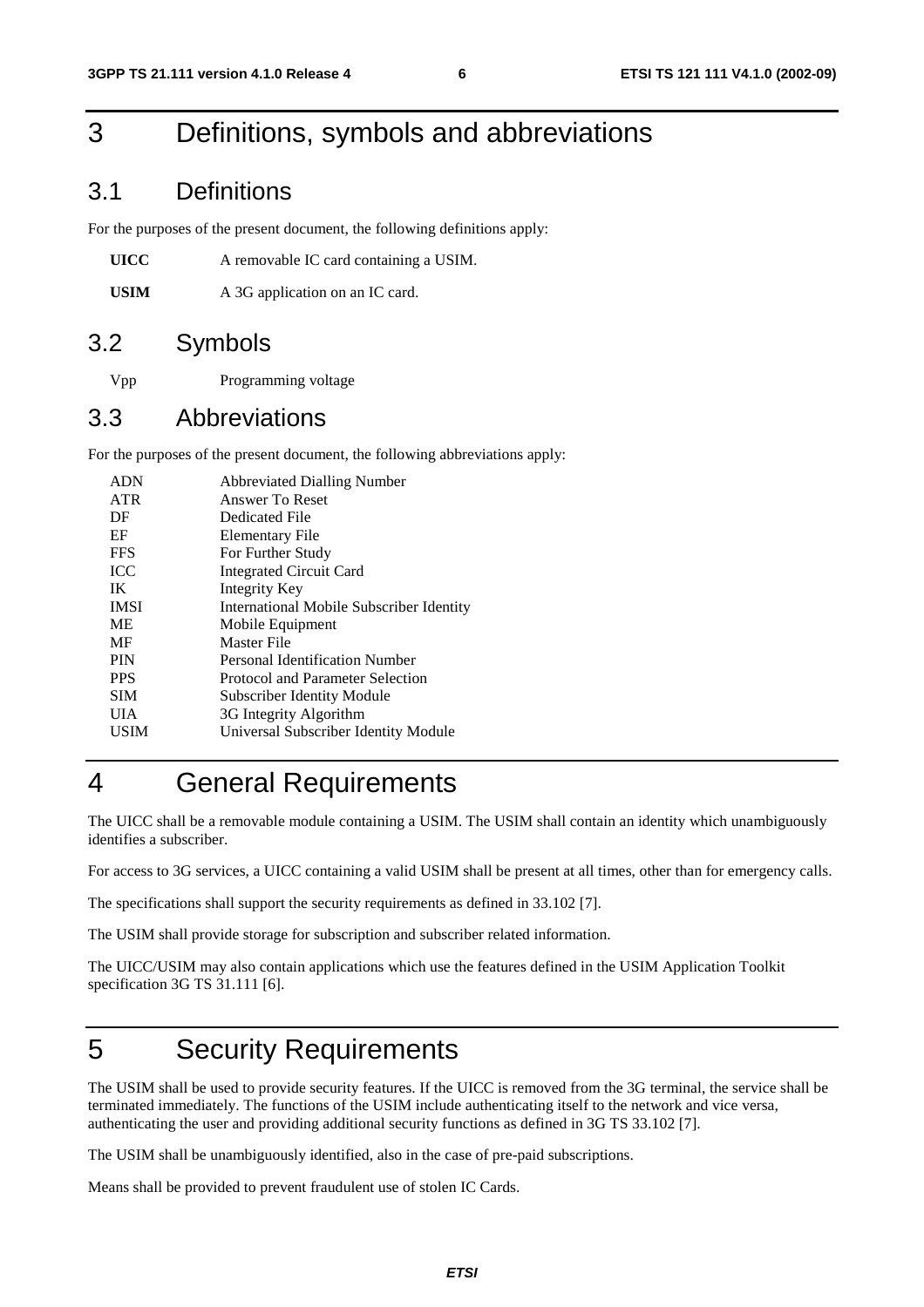# 3 Definitions, symbols and abbreviations

## 3.1 Definitions

For the purposes of the present document, the following definitions apply:

**UICC** A removable IC card containing a USIM.

**USIM** A 3G application on an IC card.

## 3.2 Symbols

Vpp Programming voltage

## 3.3 Abbreviations

For the purposes of the present document, the following abbreviations apply:

| | |
|---|---|
| ADN | Abbreviated Dialling Number |
| ATR | Answer To Reset |
| DF | Dedicated File |
| EF | Elementary File |
| FFS | For Further Study |
| ICC | Integrated Circuit Card |
| IK | Integrity Key |
| IMSI | International Mobile Subscriber Identity |
| ME | Mobile Equipment |
| MF | Master File |
| PIN | Personal Identification Number |
| PPS | Protocol and Parameter Selection |
| SIM | Subscriber Identity Module |
| UIA | 3G Integrity Algorithm |
| USIM | Universal Subscriber Identity Module |

# 4 General Requirements

The UICC shall be a removable module containing a USIM. The USIM shall contain an identity which unambiguously identifies a subscriber.

For access to 3G services, a UICC containing a valid USIM shall be present at all times, other than for emergency calls.

The specifications shall support the security requirements as defined in 33.102 [7].

The USIM shall provide storage for subscription and subscriber related information.

The UICC/USIM may also contain applications which use the features defined in the USIM Application Toolkit specification 3G TS 31.111 [6].

# 5 Security Requirements

The USIM shall be used to provide security features. If the UICC is removed from the 3G terminal, the service shall be terminated immediately. The functions of the USIM include authenticating itself to the network and vice versa, authenticating the user and providing additional security functions as defined in 3G TS 33.102 [7].

The USIM shall be unambiguously identified, also in the case of pre-paid subscriptions.

Means shall be provided to prevent fraudulent use of stolen IC Cards.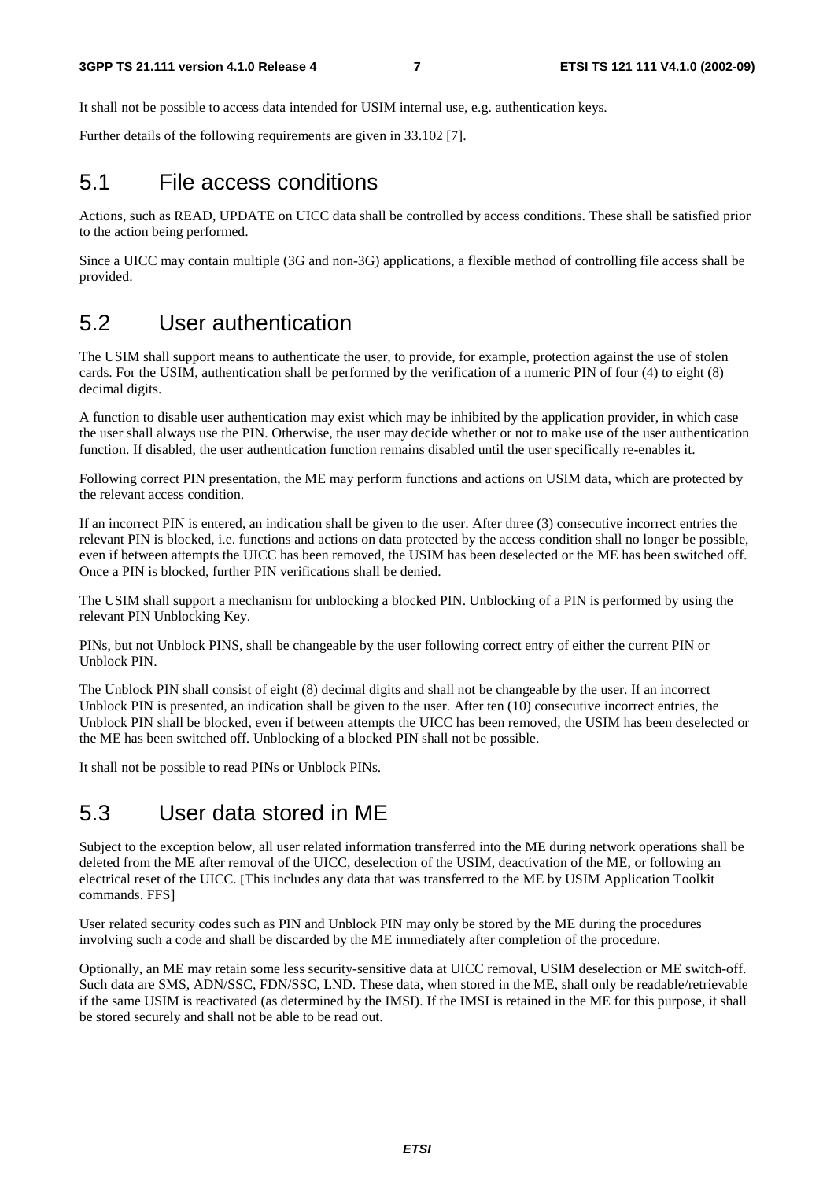It shall not be possible to access data intended for USIM internal use, e.g. authentication keys.

Further details of the following requirements are given in 33.102 [7].

## 5.1 File access conditions

Actions, such as READ, UPDATE on UICC data shall be controlled by access conditions. These shall be satisfied prior to the action being performed.

Since a UICC may contain multiple (3G and non-3G) applications, a flexible method of controlling file access shall be provided.

## 5.2 User authentication

The USIM shall support means to authenticate the user, to provide, for example, protection against the use of stolen cards. For the USIM, authentication shall be performed by the verification of a numeric PIN of four (4) to eight (8) decimal digits.

A function to disable user authentication may exist which may be inhibited by the application provider, in which case the user shall always use the PIN. Otherwise, the user may decide whether or not to make use of the user authentication function. If disabled, the user authentication function remains disabled until the user specifically re-enables it.

Following correct PIN presentation, the ME may perform functions and actions on USIM data, which are protected by the relevant access condition.

If an incorrect PIN is entered, an indication shall be given to the user. After three (3) consecutive incorrect entries the relevant PIN is blocked, i.e. functions and actions on data protected by the access condition shall no longer be possible, even if between attempts the UICC has been removed, the USIM has been deselected or the ME has been switched off. Once a PIN is blocked, further PIN verifications shall be denied.

The USIM shall support a mechanism for unblocking a blocked PIN. Unblocking of a PIN is performed by using the relevant PIN Unblocking Key.

PINs, but not Unblock PINS, shall be changeable by the user following correct entry of either the current PIN or Unblock PIN.

The Unblock PIN shall consist of eight (8) decimal digits and shall not be changeable by the user. If an incorrect Unblock PIN is presented, an indication shall be given to the user. After ten (10) consecutive incorrect entries, the Unblock PIN shall be blocked, even if between attempts the UICC has been removed, the USIM has been deselected or the ME has been switched off. Unblocking of a blocked PIN shall not be possible.

It shall not be possible to read PINs or Unblock PINs.

## 5.3 User data stored in ME

Subject to the exception below, all user related information transferred into the ME during network operations shall be deleted from the ME after removal of the UICC, deselection of the USIM, deactivation of the ME, or following an electrical reset of the UICC. [This includes any data that was transferred to the ME by USIM Application Toolkit commands. FFS]

User related security codes such as PIN and Unblock PIN may only be stored by the ME during the procedures involving such a code and shall be discarded by the ME immediately after completion of the procedure.

Optionally, an ME may retain some less security-sensitive data at UICC removal, USIM deselection or ME switch-off. Such data are SMS, ADN/SSC, FDN/SSC, LND. These data, when stored in the ME, shall only be readable/retrievable if the same USIM is reactivated (as determined by the IMSI). If the IMSI is retained in the ME for this purpose, it shall be stored securely and shall not be able to be read out.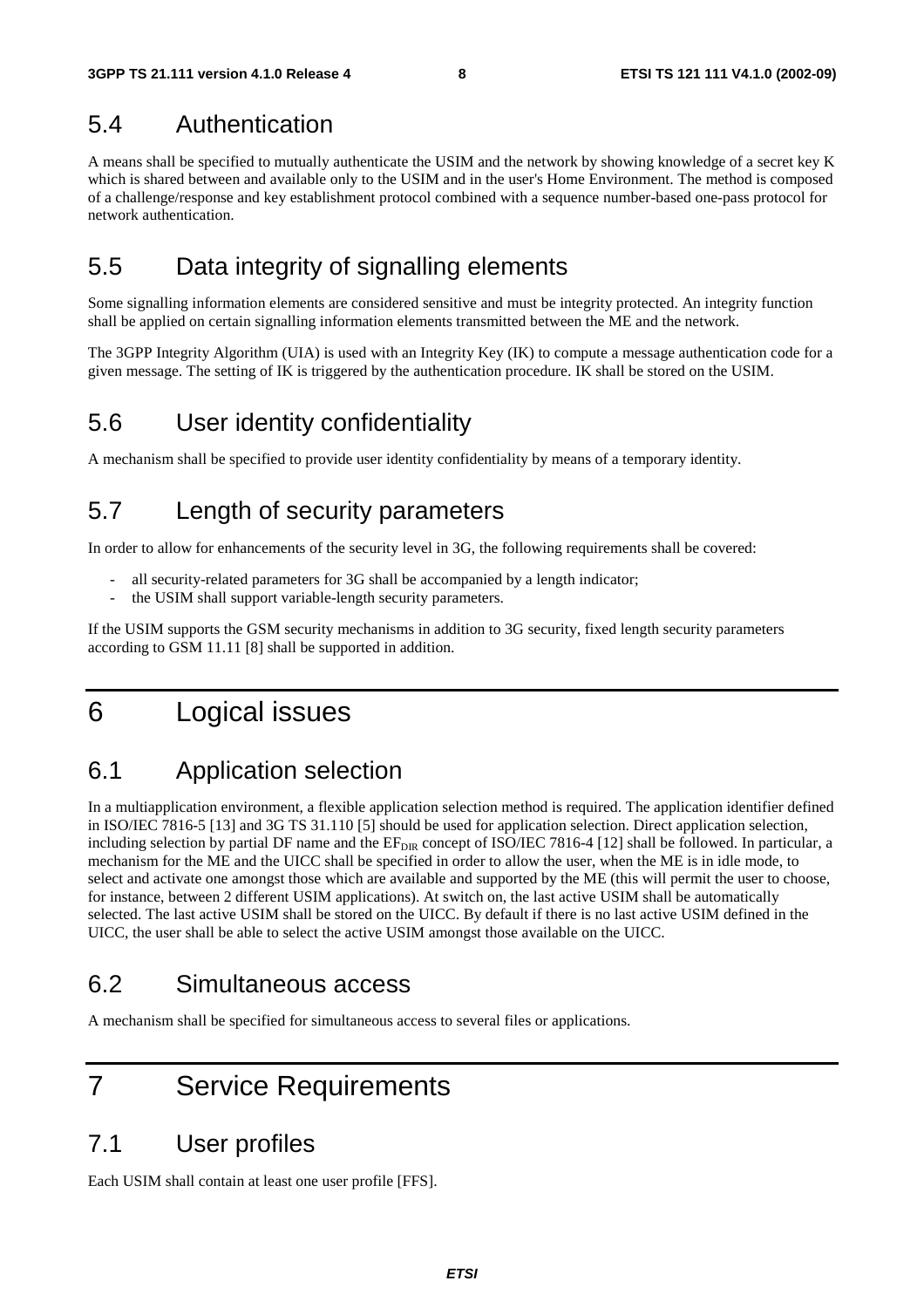## 5.4 Authentication

A means shall be specified to mutually authenticate the USIM and the network by showing knowledge of a secret key K which is shared between and available only to the USIM and in the user's Home Environment. The method is composed of a challenge/response and key establishment protocol combined with a sequence number-based one-pass protocol for network authentication.

## 5.5 Data integrity of signalling elements

Some signalling information elements are considered sensitive and must be integrity protected. An integrity function shall be applied on certain signalling information elements transmitted between the ME and the network.

The 3GPP Integrity Algorithm (UIA) is used with an Integrity Key (IK) to compute a message authentication code for a given message. The setting of IK is triggered by the authentication procedure. IK shall be stored on the USIM.

## 5.6 User identity confidentiality

A mechanism shall be specified to provide user identity confidentiality by means of a temporary identity.

## 5.7 Length of security parameters

In order to allow for enhancements of the security level in 3G, the following requirements shall be covered:

- all security-related parameters for 3G shall be accompanied by a length indicator;
- the USIM shall support variable-length security parameters.

If the USIM supports the GSM security mechanisms in addition to 3G security, fixed length security parameters according to GSM 11.11 [8] shall be supported in addition.

# 6 Logical issues

## 6.1 Application selection

In a multiapplication environment, a flexible application selection method is required. The application identifier defined in ISO/IEC 7816-5 [13] and 3G TS 31.110 [5] should be used for application selection. Direct application selection, including selection by partial DF name and the $EF_{DIR}$ concept of ISO/IEC 7816-4 [12] shall be followed. In particular, a mechanism for the ME and the UICC shall be specified in order to allow the user, when the ME is in idle mode, to select and activate one amongst those which are available and supported by the ME (this will permit the user to choose, for instance, between 2 different USIM applications). At switch on, the last active USIM shall be automatically selected. The last active USIM shall be stored on the UICC. By default if there is no last active USIM defined in the UICC, the user shall be able to select the active USIM amongst those available on the UICC.

## 6.2 Simultaneous access

A mechanism shall be specified for simultaneous access to several files or applications.

# 7 Service Requirements

## 7.1 User profiles

Each USIM shall contain at least one user profile [FFS].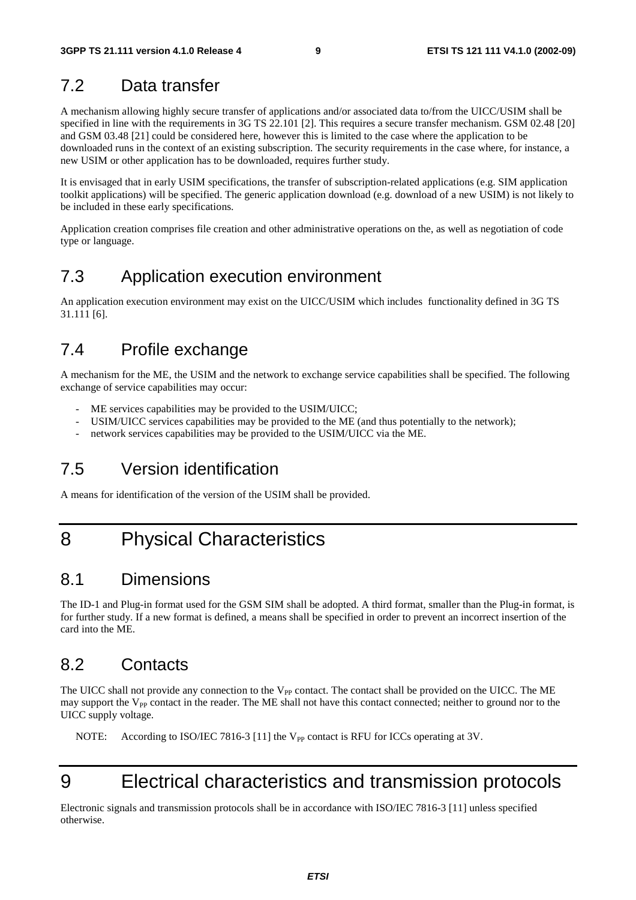## 7.2 Data transfer

A mechanism allowing highly secure transfer of applications and/or associated data to/from the UICC/USIM shall be specified in line with the requirements in 3G TS 22.101 [2]. This requires a secure transfer mechanism. GSM 02.48 [20] and GSM 03.48 [21] could be considered here, however this is limited to the case where the application to be downloaded runs in the context of an existing subscription. The security requirements in the case where, for instance, a new USIM or other application has to be downloaded, requires further study.

It is envisaged that in early USIM specifications, the transfer of subscription-related applications (e.g. SIM application toolkit applications) will be specified. The generic application download (e.g. download of a new USIM) is not likely to be included in these early specifications.

Application creation comprises file creation and other administrative operations on the, as well as negotiation of code type or language.

## 7.3 Application execution environment

An application execution environment may exist on the UICC/USIM which includes functionality defined in 3G TS 31.111 [6].

## 7.4 Profile exchange

A mechanism for the ME, the USIM and the network to exchange service capabilities shall be specified. The following exchange of service capabilities may occur:

- ME services capabilities may be provided to the USIM/UICC;
- USIM/UICC services capabilities may be provided to the ME (and thus potentially to the network);
- network services capabilities may be provided to the USIM/UICC via the ME.

## 7.5 Version identification

A means for identification of the version of the USIM shall be provided.

# 8 Physical Characteristics

## 8.1 Dimensions

The ID-1 and Plug-in format used for the GSM SIM shall be adopted. A third format, smaller than the Plug-in format, is for further study. If a new format is defined, a means shall be specified in order to prevent an incorrect insertion of the card into the ME.

## 8.2 Contacts

The UICC shall not provide any connection to the $V_{PP}$ contact. The contact shall be provided on the UICC. The ME may support the $V_{PP}$ contact in the reader. The ME shall not have this contact connected; neither to ground nor to the UICC supply voltage.

NOTE: According to ISO/IEC 7816-3 [11] the $V_{PP}$ contact is RFU for ICCs operating at 3V.

# 9 Electrical characteristics and transmission protocols

Electronic signals and transmission protocols shall be in accordance with ISO/IEC 7816-3 [11] unless specified otherwise.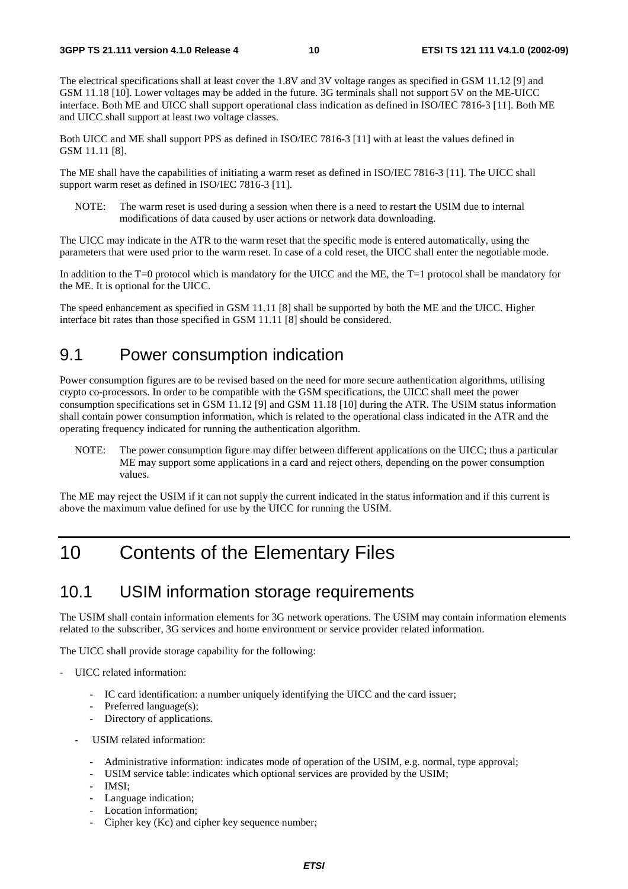The electrical specifications shall at least cover the 1.8V and 3V voltage ranges as specified in GSM 11.12 [9] and GSM 11.18 [10]. Lower voltages may be added in the future. 3G terminals shall not support 5V on the ME-UICC interface. Both ME and UICC shall support operational class indication as defined in ISO/IEC 7816-3 [11]. Both ME and UICC shall support at least two voltage classes.

Both UICC and ME shall support PPS as defined in ISO/IEC 7816-3 [11] with at least the values defined in GSM 11.11 [8].

The ME shall have the capabilities of initiating a warm reset as defined in ISO/IEC 7816-3 [11]. The UICC shall support warm reset as defined in ISO/IEC 7816-3 [11].

NOTE: The warm reset is used during a session when there is a need to restart the USIM due to internal modifications of data caused by user actions or network data downloading.

The UICC may indicate in the ATR to the warm reset that the specific mode is entered automatically, using the parameters that were used prior to the warm reset. In case of a cold reset, the UICC shall enter the negotiable mode.

In addition to the T=0 protocol which is mandatory for the UICC and the ME, the T=1 protocol shall be mandatory for the ME. It is optional for the UICC.

The speed enhancement as specified in GSM 11.11 [8] shall be supported by both the ME and the UICC. Higher interface bit rates than those specified in GSM 11.11 [8] should be considered.

## 9.1 Power consumption indication

Power consumption figures are to be revised based on the need for more secure authentication algorithms, utilising crypto co-processors. In order to be compatible with the GSM specifications, the UICC shall meet the power consumption specifications set in GSM 11.12 [9] and GSM 11.18 [10] during the ATR. The USIM status information shall contain power consumption information, which is related to the operational class indicated in the ATR and the operating frequency indicated for running the authentication algorithm.

NOTE: The power consumption figure may differ between different applications on the UICC; thus a particular ME may support some applications in a card and reject others, depending on the power consumption values.

The ME may reject the USIM if it can not supply the current indicated in the status information and if this current is above the maximum value defined for use by the UICC for running the USIM.

# 10 Contents of the Elementary Files

## 10.1 USIM information storage requirements

The USIM shall contain information elements for 3G network operations. The USIM may contain information elements related to the subscriber, 3G services and home environment or service provider related information.

The UICC shall provide storage capability for the following:

- UICC related information:
  - IC card identification: a number uniquely identifying the UICC and the card issuer;
  - Preferred language(s);
  - Directory of applications.
- USIM related information:
  - Administrative information: indicates mode of operation of the USIM, e.g. normal, type approval;
  - USIM service table: indicates which optional services are provided by the USIM;
  - IMSI;
  - Language indication;
  - Location information;
  - Cipher key (Kc) and cipher key sequence number;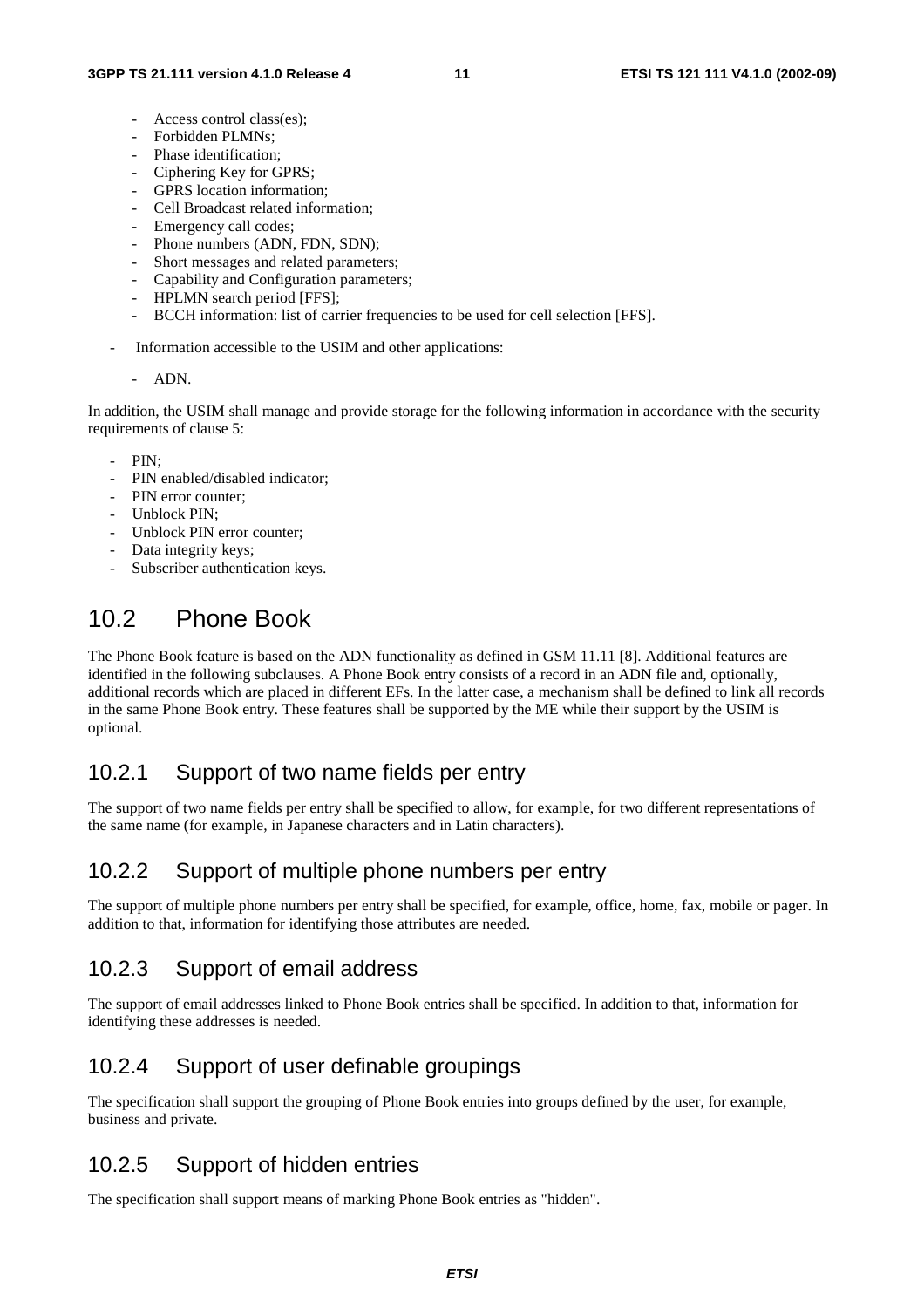- Access control class(es);
- Forbidden PLMNs;
- Phase identification;
- Ciphering Key for GPRS;
- GPRS location information;
- Cell Broadcast related information;
- Emergency call codes;
- Phone numbers (ADN, FDN, SDN);
- Short messages and related parameters;
- Capability and Configuration parameters;
- HPLMN search period [FFS];
- BCCH information: list of carrier frequencies to be used for cell selection [FFS].

- Information accessible to the USIM and other applications:

  - ADN.

In addition, the USIM shall manage and provide storage for the following information in accordance with the security requirements of clause 5:

- PIN;
- PIN enabled/disabled indicator;
- PIN error counter;
- Unblock PIN;
- Unblock PIN error counter;
- Data integrity keys;
- Subscriber authentication keys.

## 10.2 Phone Book

The Phone Book feature is based on the ADN functionality as defined in GSM 11.11 [8]. Additional features are identified in the following subclauses. A Phone Book entry consists of a record in an ADN file and, optionally, additional records which are placed in different EFs. In the latter case, a mechanism shall be defined to link all records in the same Phone Book entry. These features shall be supported by the ME while their support by the USIM is optional.

### 10.2.1 Support of two name fields per entry

The support of two name fields per entry shall be specified to allow, for example, for two different representations of the same name (for example, in Japanese characters and in Latin characters).

### 10.2.2 Support of multiple phone numbers per entry

The support of multiple phone numbers per entry shall be specified, for example, office, home, fax, mobile or pager. In addition to that, information for identifying those attributes are needed.

### 10.2.3 Support of email address

The support of email addresses linked to Phone Book entries shall be specified. In addition to that, information for identifying these addresses is needed.

### 10.2.4 Support of user definable groupings

The specification shall support the grouping of Phone Book entries into groups defined by the user, for example, business and private.

### 10.2.5 Support of hidden entries

The specification shall support means of marking Phone Book entries as "hidden".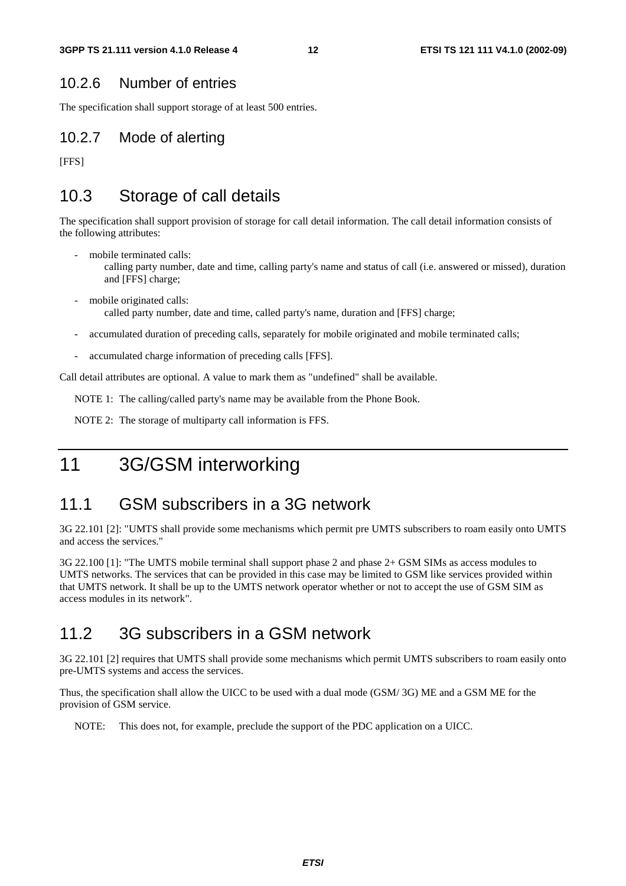### 10.2.6 Number of entries

The specification shall support storage of at least 500 entries.

### 10.2.7 Mode of alerting

[FFS]

## 10.3 Storage of call details

The specification shall support provision of storage for call detail information. The call detail information consists of the following attributes:

- mobile terminated calls:
  calling party number, date and time, calling party's name and status of call (i.e. answered or missed), duration and [FFS] charge;
- mobile originated calls:
  called party number, date and time, called party's name, duration and [FFS] charge;
- accumulated duration of preceding calls, separately for mobile originated and mobile terminated calls;
- accumulated charge information of preceding calls [FFS].

Call detail attributes are optional. A value to mark them as "undefined" shall be available.

NOTE 1: The calling/called party's name may be available from the Phone Book.

NOTE 2: The storage of multiparty call information is FFS.

# 11 3G/GSM interworking

## 11.1 GSM subscribers in a 3G network

3G 22.101 [2]: "UMTS shall provide some mechanisms which permit pre UMTS subscribers to roam easily onto UMTS and access the services."

3G 22.100 [1]: "The UMTS mobile terminal shall support phase 2 and phase 2+ GSM SIMs as access modules to UMTS networks. The services that can be provided in this case may be limited to GSM like services provided within that UMTS network. It shall be up to the UMTS network operator whether or not to accept the use of GSM SIM as access modules in its network".

## 11.2 3G subscribers in a GSM network

3G 22.101 [2] requires that UMTS shall provide some mechanisms which permit UMTS subscribers to roam easily onto pre-UMTS systems and access the services.

Thus, the specification shall allow the UICC to be used with a dual mode (GSM/ 3G) ME and a GSM ME for the provision of GSM service.

NOTE: This does not, for example, preclude the support of the PDC application on a UICC.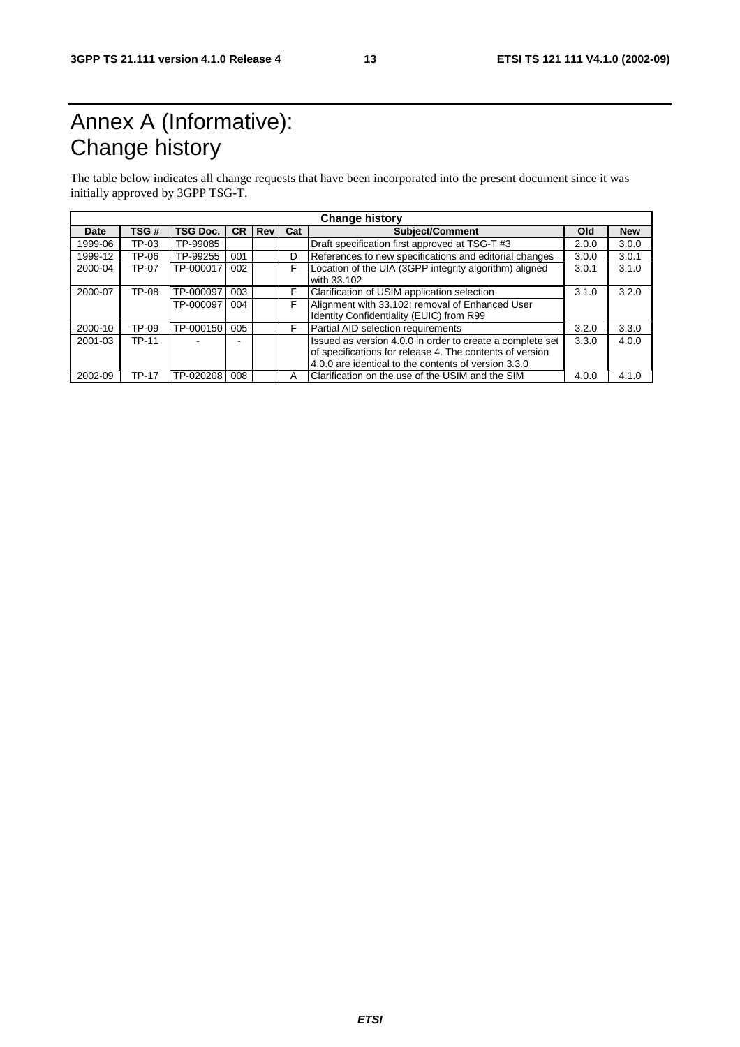# Annex A (Informative): Change history

The table below indicates all change requests that have been incorporated into the present document since it was initially approved by 3GPP TSG-T.

| Change history | | | | | | | | |
|---|---|---|---|---|---|---|---|---|
| **Date** | **TSG #** | **TSG Doc.** | **CR** | **Rev** | **Cat** | **Subject/Comment** | **Old** | **New** |
| 1999-06 | TP-03 | TP-99085 | | | | Draft specification first approved at TSG-T #3 | 2.0.0 | 3.0.0 |
| 1999-12 | TP-06 | TP-99255 | 001 | | D | References to new specifications and editorial changes | 3.0.0 | 3.0.1 |
| 2000-04 | TP-07 | TP-000017 | 002 | | F | Location of the UIA (3GPP integrity algorithm) aligned with 33.102 | 3.0.1 | 3.1.0 |
| 2000-07 | TP-08 | TP-000097 | 003 | | F | Clarification of USIM application selection | 3.1.0 | 3.2.0 |
| | | TP-000097 | 004 | | F | Alignment with 33.102: removal of Enhanced User Identity Confidentiality (EUIC) from R99 | | |
| 2000-10 | TP-09 | TP-000150 | 005 | | F | Partial AID selection requirements | 3.2.0 | 3.3.0 |
| 2001-03 | TP-11 | - | - | | | Issued as version 4.0.0 in order to create a complete set of specifications for release 4. The contents of version 4.0.0 are identical to the contents of version 3.3.0 | 3.3.0 | 4.0.0 |
| 2002-09 | TP-17 | TP-020208 | 008 | | A | Clarification on the use of the USIM and the SIM | 4.0.0 | 4.1.0 |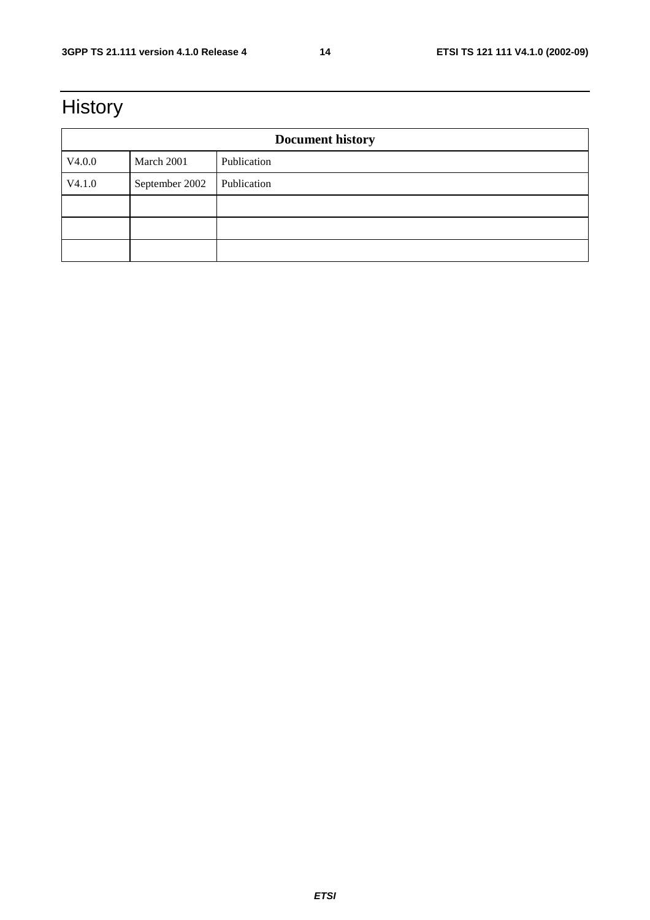# History

| Document history | | |
|---|---|---|
| V4.0.0 | March 2001 | Publication |
| V4.1.0 | September 2002 | Publication |
| | | |
| | | |
| | | |